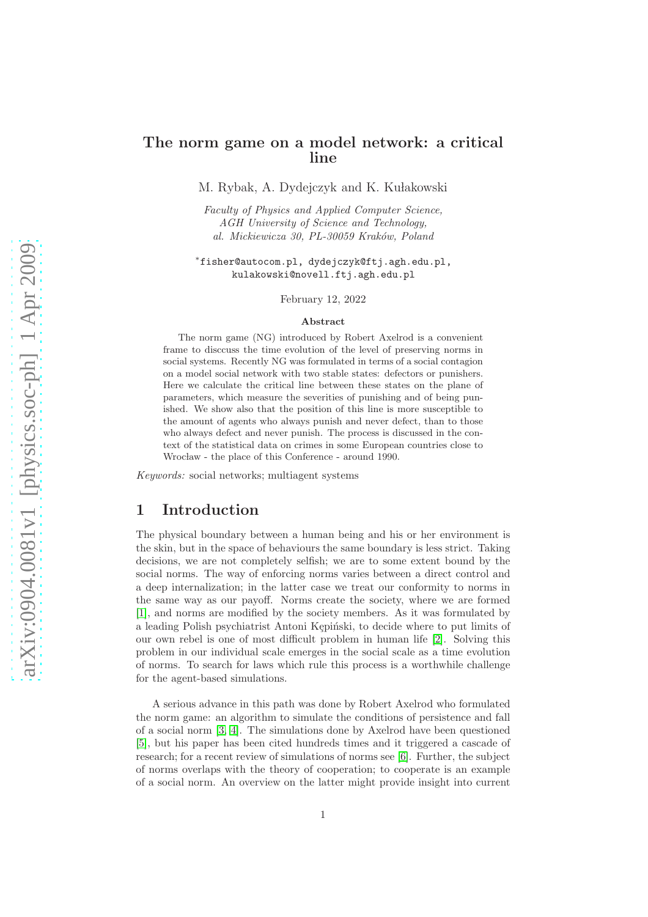# The norm game on a model network: a critical line

M. Rybak, A. Dydejczyk and K. Kułakowski

*Faculty of Physics and Applied Computer Science,*
*AGH University of Science and Technology,*
*al. Mickiewicza 30, PL-30059 Kraków, Poland*

*fisher@autocom.pl, dydejczyk@ftj.agh.edu.pl, kulakowski@novell.ftj.agh.edu.pl

February 12, 2022

### Abstract

The norm game (NG) introduced by Robert Axelrod is a convenient frame to disccuss the time evolution of the level of preserving norms in social systems. Recently NG was formulated in terms of a social contagion on a model social network with two stable states: defectors or punishers. Here we calculate the critical line between these states on the plane of parameters, which measure the severities of punishing and of being punished. We show also that the position of this line is more susceptible to the amount of agents who always punish and never defect, than to those who always defect and never punish. The process is discussed in the context of the statistical data on crimes in some European countries close to Wrocław - the place of this Conference - around 1990.

*Keywords:* social networks; multiagent systems

## 1 Introduction

The physical boundary between a human being and his or her environment is the skin, but in the space of behaviours the same boundary is less strict. Taking decisions, we are not completely selfish; we are to some extent bound by the social norms. The way of enforcing norms varies between a direct control and a deep internalization; in the latter case we treat our conformity to norms in the same way as our payoff. Norms create the society, where we are formed [1], and norms are modified by the society members. As it was formulated by a leading Polish psychiatrist Antoni Kępiński, to decide where to put limits of our own rebel is one of most difficult problem in human life [2]. Solving this problem in our individual scale emerges in the social scale as a time evolution of norms. To search for laws which rule this process is a worthwhile challenge for the agent-based simulations.

A serious advance in this path was done by Robert Axelrod who formulated the norm game: an algorithm to simulate the conditions of persistence and fall of a social norm [3, 4]. The simulations done by Axelrod have been questioned [5], but his paper has been cited hundreds times and it triggered a cascade of research; for a recent review of simulations of norms see [6]. Further, the subject of norms overlaps with the theory of cooperation; to cooperate is an example of a social norm. An overview on the latter might provide insight into current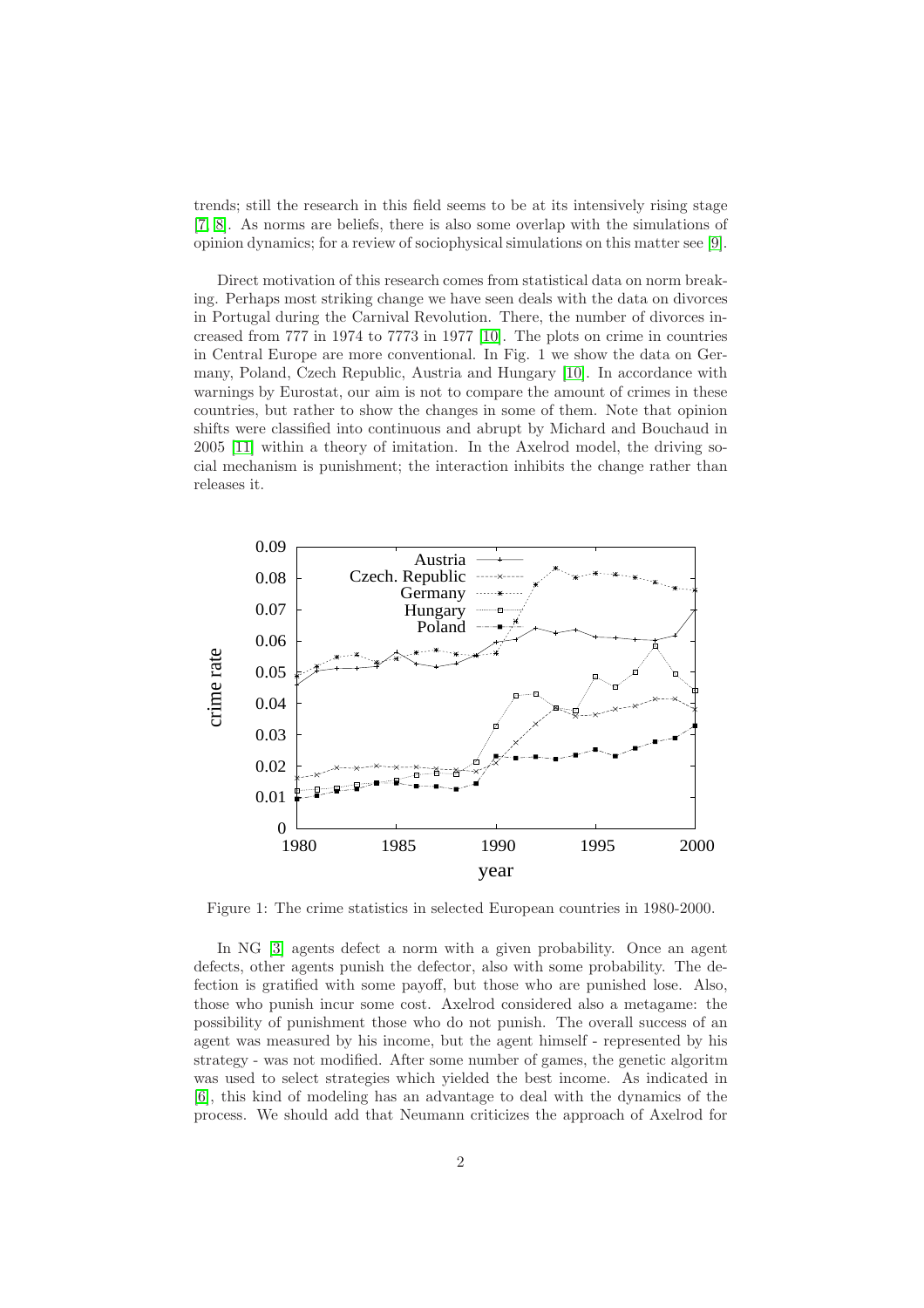trends; still the research in this field seems to be at its intensively rising stage [7, 8]. As norms are beliefs, there is also some overlap with the simulations of opinion dynamics; for a review of sociophysical simulations on this matter see [9].

Direct motivation of this research comes from statistical data on norm breaking. Perhaps most striking change we have seen deals with the data on divorces in Portugal during the Carnival Revolution. There, the number of divorces increased from 777 in 1974 to 7773 in 1977 [10]. The plots on crime in countries in Central Europe are more conventional. In Fig. 1 we show the data on Germany, Poland, Czech Republic, Austria and Hungary [10]. In accordance with warnings by Eurostat, our aim is not to compare the amount of crimes in these countries, but rather to show the changes in some of them. Note that opinion shifts were classified into continuous and abrupt by Michard and Bouchaud in 2005 [11] within a theory of imitation. In the Axelrod model, the driving social mechanism is punishment; the interaction inhibits the change rather than releases it.

Figure 1: The crime statistics in selected European countries in 1980-2000.

In NG [3] agents defect a norm with a given probability. Once an agent defects, other agents punish the defector, also with some probability. The defection is gratified with some payoff, but those who are punished lose. Also, those who punish incur some cost. Axelrod considered also a metagame: the possibility of punishment those who do not punish. The overall success of an agent was measured by his income, but the agent himself - represented by his strategy - was not modified. After some number of games, the genetic algoritm was used to select strategies which yielded the best income. As indicated in [6], this kind of modeling has an advantage to deal with the dynamics of the process. We should add that Neumann criticizes the approach of Axelrod for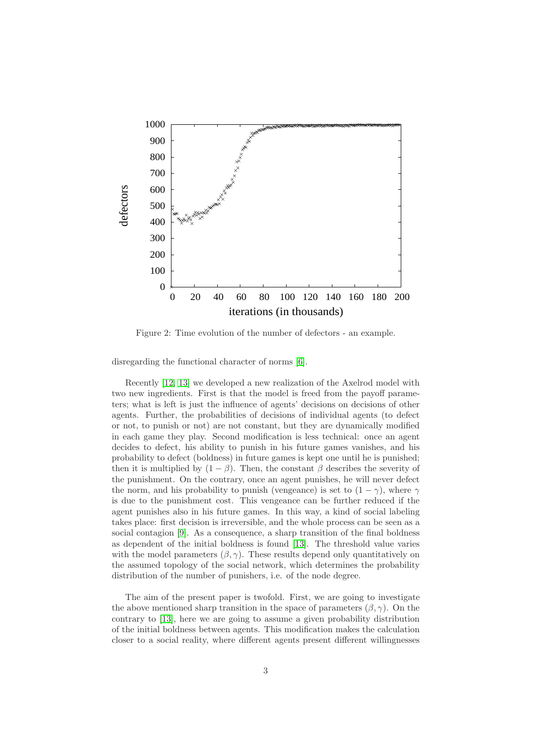Figure 2: Time evolution of the number of defectors - an example.

disregarding the functional character of norms [6].

Recently [12, 13] we developed a new realization of the Axelrod model with two new ingredients. First is that the model is freed from the payoff parameters; what is left is just the influence of agents' decisions on decisions of other agents. Further, the probabilities of decisions of individual agents (to defect or not, to punish or not) are not constant, but they are dynamically modified in each game they play. Second modification is less technical: once an agent decides to defect, his ability to punish in his future games vanishes, and his probability to defect (boldness) in future games is kept one until he is punished; then it is multiplied by $(1-\beta)$. Then, the constant $\beta$ describes the severity of the punishment. On the contrary, once an agent punishes, he will never defect the norm, and his probability to punish (vengeance) is set to $(1-\gamma)$, where $\gamma$ is due to the punishment cost. This vengeance can be further reduced if the agent punishes also in his future games. In this way, a kind of social labeling takes place: first decision is irreversible, and the whole process can be seen as a social contagion [9]. As a consequence, a sharp transition of the final boldness as dependent of the initial boldness is found [13]. The threshold value varies with the model parameters $(\beta, \gamma)$. These results depend only quantitatively on the assumed topology of the social network, which determines the probability distribution of the number of punishers, i.e. of the node degree.

The aim of the present paper is twofold. First, we are going to investigate the above mentioned sharp transition in the space of parameters $(\beta, \gamma)$. On the contrary to [13], here we are going to assume a given probability distribution of the initial boldness between agents. This modification makes the calculation closer to a social reality, where different agents present different willingnesses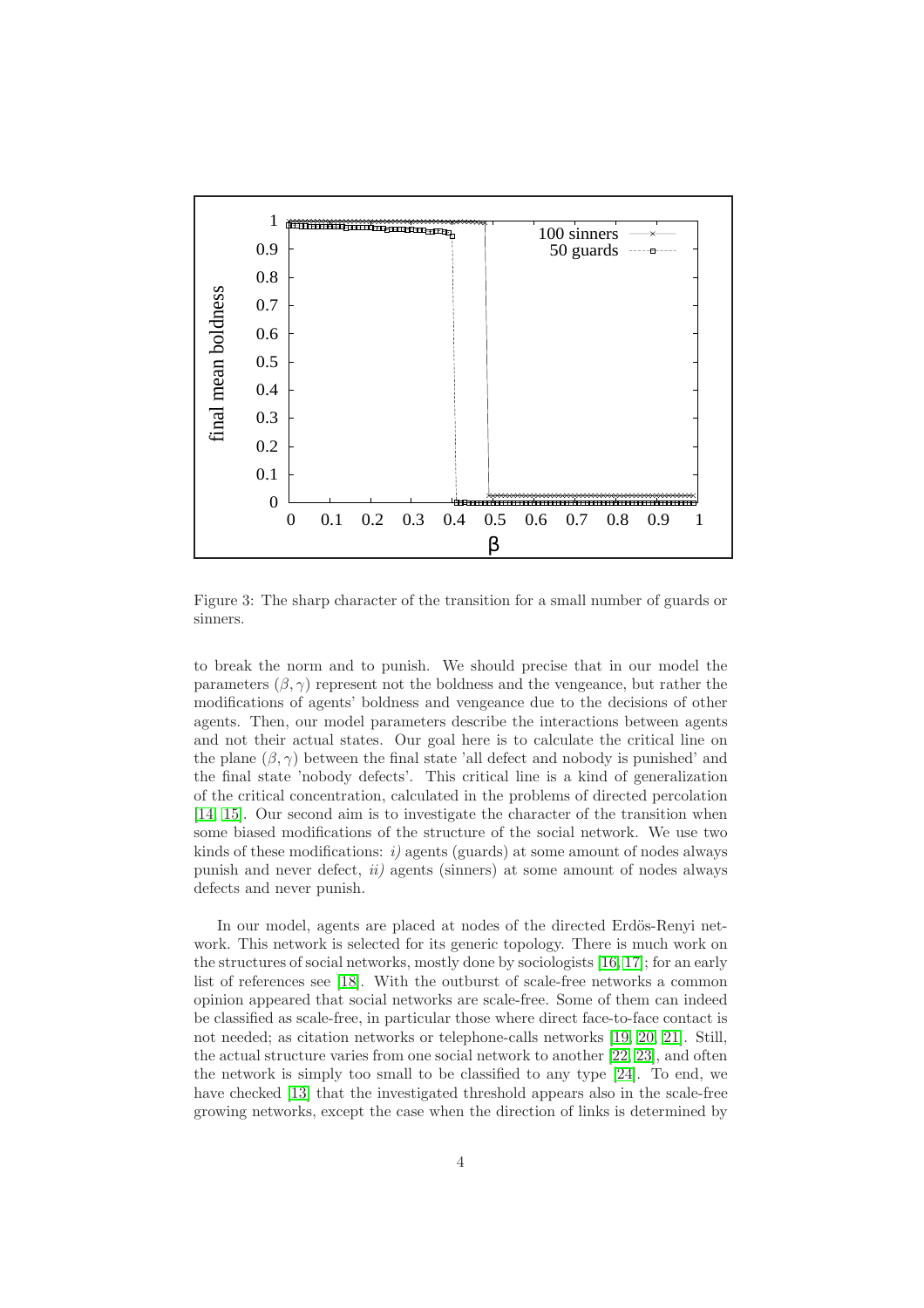Figure 3: The sharp character of the transition for a small number of guards or sinners.

to break the norm and to punish. We should precise that in our model the parameters $(\beta, \gamma)$ represent not the boldness and the vengeance, but rather the modifications of agents' boldness and vengeance due to the decisions of other agents. Then, our model parameters describe the interactions between agents and not their actual states. Our goal here is to calculate the critical line on the plane $(\beta, \gamma)$ between the final state 'all defect and nobody is punished' and the final state 'nobody defects'. This critical line is a kind of generalization of the critical concentration, calculated in the problems of directed percolation [14, 15]. Our second aim is to investigate the character of the transition when some biased modifications of the structure of the social network. We use two kinds of these modifications: *i)* agents (guards) at some amount of nodes always punish and never defect, *ii)* agents (sinners) at some amount of nodes always defects and never punish.

In our model, agents are placed at nodes of the directed Erdös-Renyi network. This network is selected for its generic topology. There is much work on the structures of social networks, mostly done by sociologists [16, 17]; for an early list of references see [18]. With the outburst of scale-free networks a common opinion appeared that social networks are scale-free. Some of them can indeed be classified as scale-free, in particular those where direct face-to-face contact is not needed; as citation networks or telephone-calls networks [19, 20, 21]. Still, the actual structure varies from one social network to another [22, 23], and often the network is simply too small to be classified to any type [24]. To end, we have checked [13] that the investigated threshold appears also in the scale-free growing networks, except the case when the direction of links is determined by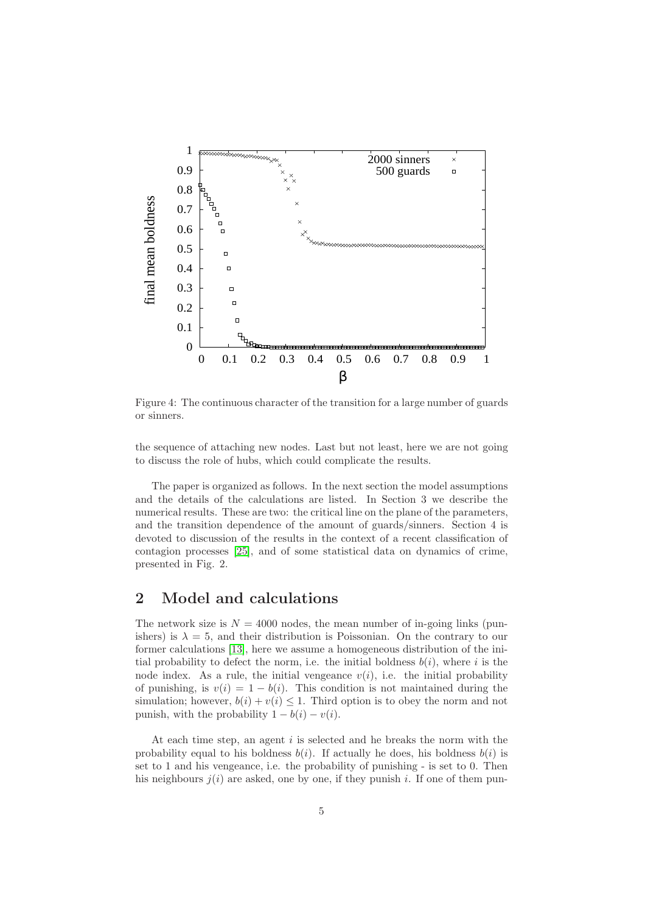Figure 4: The continuous character of the transition for a large number of guards or sinners.

the sequence of attaching new nodes. Last but not least, here we are not going to discuss the role of hubs, which could complicate the results.

The paper is organized as follows. In the next section the model assumptions and the details of the calculations are listed. In Section 3 we describe the numerical results. These are two: the critical line on the plane of the parameters, and the transition dependence of the amount of guards/sinners. Section 4 is devoted to discussion of the results in the context of a recent classification of contagion processes [25], and of some statistical data on dynamics of crime, presented in Fig. 2.

## 2 Model and calculations

The network size is $N = 4000$ nodes, the mean number of in-going links (punishers) is $\lambda = 5$, and their distribution is Poissonian. On the contrary to our former calculations [13], here we assume a homogeneous distribution of the initial probability to defect the norm, i.e. the initial boldness $b(i)$, where $i$ is the node index. As a rule, the initial vengeance $v(i)$, i.e. the initial probability of punishing, is $v(i) = 1 - b(i)$. This condition is not maintained during the simulation; however, $b(i) + v(i) \leq 1$. Third option is to obey the norm and not punish, with the probability $1 - b(i) - v(i)$.

At each time step, an agent $i$ is selected and he breaks the norm with the probability equal to his boldness $b(i)$. If actually he does, his boldness $b(i)$ is set to 1 and his vengeance, i.e. the probability of punishing - is set to 0. Then his neighbours $j(i)$ are asked, one by one, if they punish $i$. If one of them pun-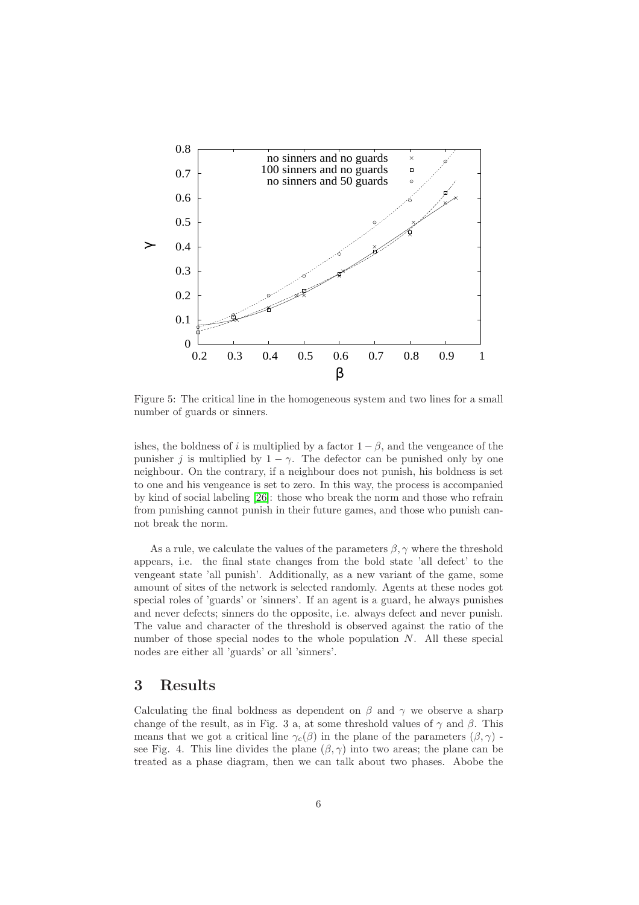Figure 5: The critical line in the homogeneous system and two lines for a small number of guards or sinners.

ishes, the boldness of $i$ is multiplied by a factor $1-\beta$, and the vengeance of the punisher $j$ is multiplied by $1-\gamma$. The defector can be punished only by one neighbour. On the contrary, if a neighbour does not punish, his boldness is set to one and his vengeance is set to zero. In this way, the process is accompanied by kind of social labeling [26]: those who break the norm and those who refrain from punishing cannot punish in their future games, and those who punish cannot break the norm.

As a rule, we calculate the values of the parameters $\beta, \gamma$ where the threshold appears, i.e. the final state changes from the bold state 'all defect' to the vengeant state 'all punish'. Additionally, as a new variant of the game, some amount of sites of the network is selected randomly. Agents at these nodes got special roles of 'guards' or 'sinners'. If an agent is a guard, he always punishes and never defects; sinners do the opposite, i.e. always defect and never punish. The value and character of the threshold is observed against the ratio of the number of those special nodes to the whole population $N$. All these special nodes are either all 'guards' or all 'sinners'.

# 3 Results

Calculating the final boldness as dependent on $\beta$ and $\gamma$ we observe a sharp change of the result, as in Fig. 3 a, at some threshold values of $\gamma$ and $\beta$. This means that we got a critical line $\gamma_c(\beta)$ in the plane of the parameters $(\beta, \gamma)$ - see Fig. 4. This line divides the plane $(\beta, \gamma)$ into two areas; the plane can be treated as a phase diagram, then we can talk about two phases. Abobe the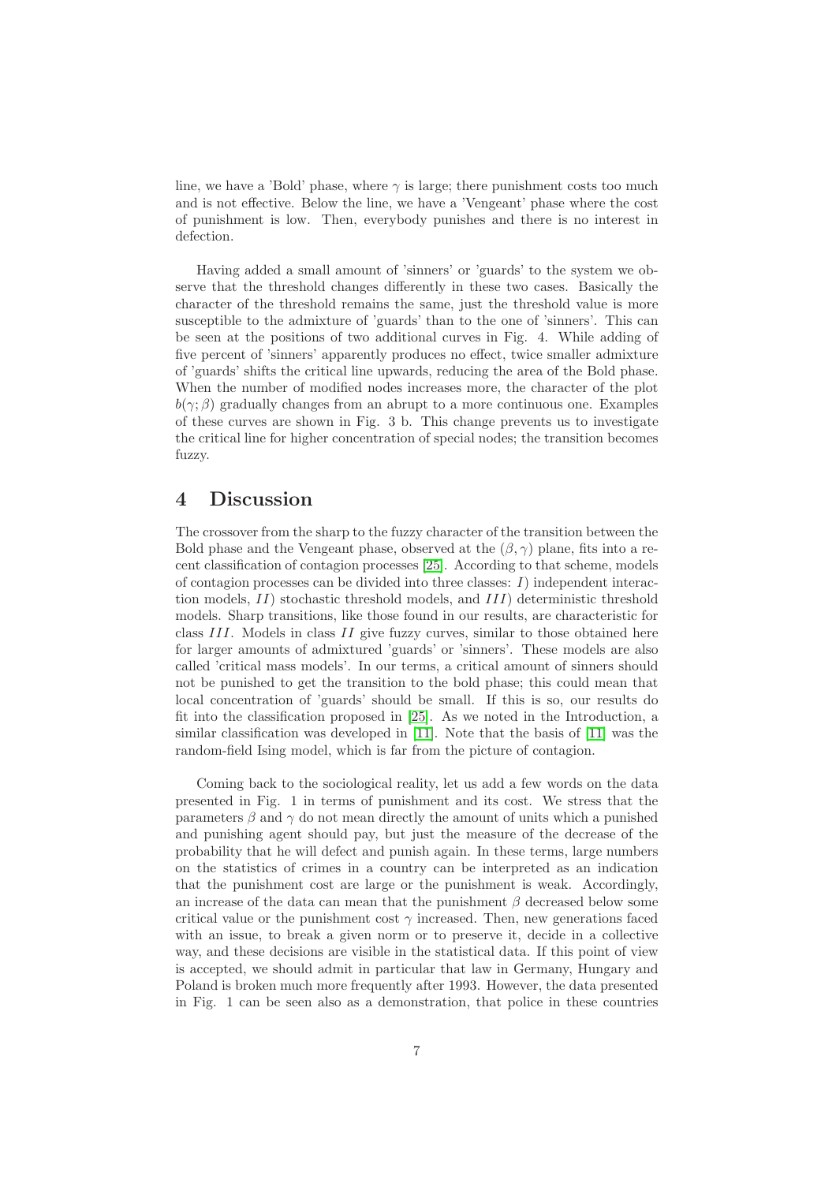line, we have a 'Bold' phase, where $\gamma$ is large; there punishment costs too much and is not effective. Below the line, we have a 'Vengeant' phase where the cost of punishment is low. Then, everybody punishes and there is no interest in defection.

Having added a small amount of 'sinners' or 'guards' to the system we observe that the threshold changes differently in these two cases. Basically the character of the threshold remains the same, just the threshold value is more susceptible to the admixture of 'guards' than to the one of 'sinners'. This can be seen at the positions of two additional curves in Fig. 4. While adding of five percent of 'sinners' apparently produces no effect, twice smaller admixture of 'guards' shifts the critical line upwards, reducing the area of the Bold phase. When the number of modified nodes increases more, the character of the plot $b(\gamma;\beta)$ gradually changes from an abrupt to a more continuous one. Examples of these curves are shown in Fig. 3 b. This change prevents us to investigate the critical line for higher concentration of special nodes; the transition becomes fuzzy.

# 4 Discussion

The crossover from the sharp to the fuzzy character of the transition between the Bold phase and the Vengeant phase, observed at the $(\beta,\gamma)$ plane, fits into a recent classification of contagion processes [25]. According to that scheme, models of contagion processes can be divided into three classes: $I$) independent interaction models, $II$) stochastic threshold models, and $III$) deterministic threshold models. Sharp transitions, like those found in our results, are characteristic for class $III$. Models in class $II$ give fuzzy curves, similar to those obtained here for larger amounts of admixtured 'guards' or 'sinners'. These models are also called 'critical mass models'. In our terms, a critical amount of sinners should not be punished to get the transition to the bold phase; this could mean that local concentration of 'guards' should be small. If this is so, our results do fit into the classification proposed in [25]. As we noted in the Introduction, a similar classification was developed in [11]. Note that the basis of [11] was the random-field Ising model, which is far from the picture of contagion.

Coming back to the sociological reality, let us add a few words on the data presented in Fig. 1 in terms of punishment and its cost. We stress that the parameters $\beta$ and $\gamma$ do not mean directly the amount of units which a punished and punishing agent should pay, but just the measure of the decrease of the probability that he will defect and punish again. In these terms, large numbers on the statistics of crimes in a country can be interpreted as an indication that the punishment cost are large or the punishment is weak. Accordingly, an increase of the data can mean that the punishment $\beta$ decreased below some critical value or the punishment cost $\gamma$ increased. Then, new generations faced with an issue, to break a given norm or to preserve it, decide in a collective way, and these decisions are visible in the statistical data. If this point of view is accepted, we should admit in particular that law in Germany, Hungary and Poland is broken much more frequently after 1993. However, the data presented in Fig. 1 can be seen also as a demonstration, that police in these countries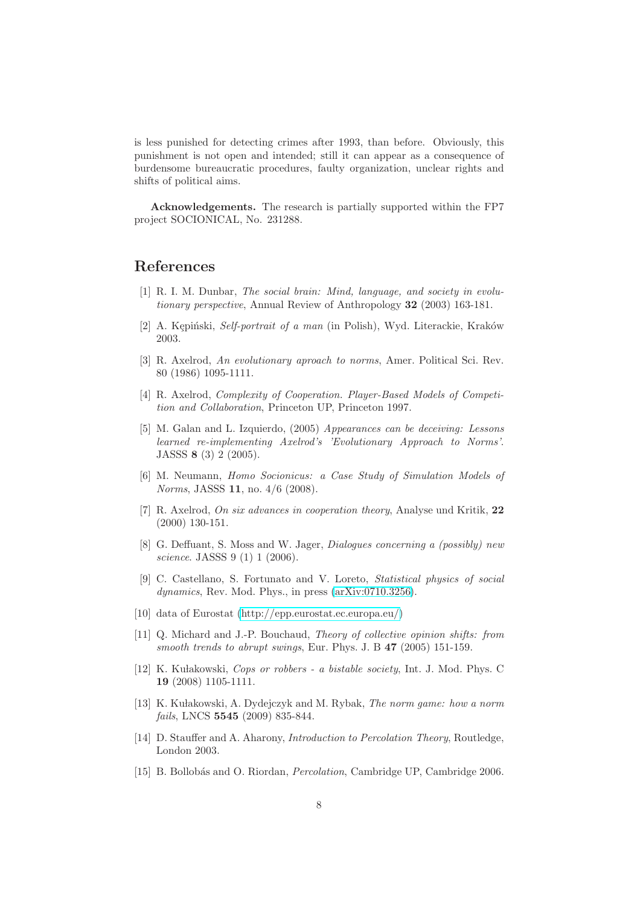is less punished for detecting crimes after 1993, than before. Obviously, this punishment is not open and intended; still it can appear as a consequence of burdensome bureaucratic procedures, faulty organization, unclear rights and shifts of political aims.

**Acknowledgements.** The research is partially supported within the FP7 project SOCIONICAL, No. 231288.

## References

[1] R. I. M. Dunbar, *The social brain: Mind, language, and society in evolutionary perspective*, Annual Review of Anthropology **32** (2003) 163-181.

[2] A. Kępiński, *Self-portrait of a man* (in Polish), Wyd. Literackie, Kraków 2003.

[3] R. Axelrod, *An evolutionary aproach to norms*, Amer. Political Sci. Rev. 80 (1986) 1095-1111.

[4] R. Axelrod, *Complexity of Cooperation. Player-Based Models of Competition and Collaboration*, Princeton UP, Princeton 1997.

[5] M. Galan and L. Izquierdo, (2005) *Appearances can be deceiving: Lessons learned re-implementing Axelrod's 'Evolutionary Approach to Norms'.* JASSS **8** (3) 2 (2005).

[6] M. Neumann, *Homo Socionicus: a Case Study of Simulation Models of Norms*, JASSS **11**, no. 4/6 (2008).

[7] R. Axelrod, *On six advances in cooperation theory*, Analyse und Kritik, **22** (2000) 130-151.

[8] G. Deffuant, S. Moss and W. Jager, *Dialogues concerning a (possibly) new science*. JASSS 9 (1) 1 (2006).

[9] C. Castellano, S. Fortunato and V. Loreto, *Statistical physics of social dynamics*, Rev. Mod. Phys., in press (arXiv:0710.3256).

[10] data of Eurostat (http://epp.eurostat.ec.europa.eu/)

[11] Q. Michard and J.-P. Bouchaud, *Theory of collective opinion shifts: from smooth trends to abrupt swings*, Eur. Phys. J. B **47** (2005) 151-159.

[12] K. Kułakowski, *Cops or robbers - a bistable society*, Int. J. Mod. Phys. C **19** (2008) 1105-1111.

[13] K. Kułakowski, A. Dydejczyk and M. Rybak, *The norm game: how a norm fails*, LNCS **5545** (2009) 835-844.

[14] D. Stauffer and A. Aharony, *Introduction to Percolation Theory*, Routledge, London 2003.

[15] B. Bollobás and O. Riordan, *Percolation*, Cambridge UP, Cambridge 2006.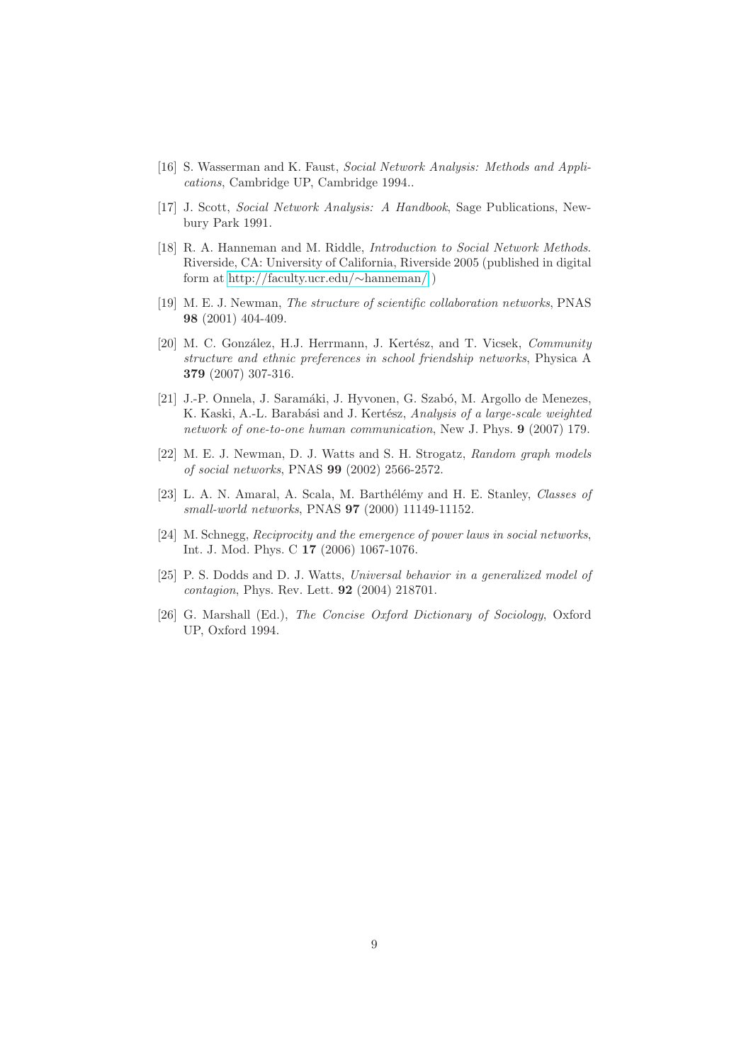[16] S. Wasserman and K. Faust, *Social Network Analysis: Methods and Applications*, Cambridge UP, Cambridge 1994..

[17] J. Scott, *Social Network Analysis: A Handbook*, Sage Publications, Newbury Park 1991.

[18] R. A. Hanneman and M. Riddle, *Introduction to Social Network Methods*. Riverside, CA: University of California, Riverside 2005 (published in digital form at http://faculty.ucr.edu/∼hanneman/ )

[19] M. E. J. Newman, *The structure of scientific collaboration networks*, PNAS **98** (2001) 404-409.

[20] M. C. González, H.J. Herrmann, J. Kertész, and T. Vicsek, *Community structure and ethnic preferences in school friendship networks*, Physica A **379** (2007) 307-316.

[21] J.-P. Onnela, J. Saramáki, J. Hyvonen, G. Szabó, M. Argollo de Menezes, K. Kaski, A.-L. Barabási and J. Kertész, *Analysis of a large-scale weighted network of one-to-one human communication*, New J. Phys. **9** (2007) 179.

[22] M. E. J. Newman, D. J. Watts and S. H. Strogatz, *Random graph models of social networks*, PNAS **99** (2002) 2566-2572.

[23] L. A. N. Amaral, A. Scala, M. Barthélémy and H. E. Stanley, *Classes of small-world networks*, PNAS **97** (2000) 11149-11152.

[24] M. Schnegg, *Reciprocity and the emergence of power laws in social networks*, Int. J. Mod. Phys. C **17** (2006) 1067-1076.

[25] P. S. Dodds and D. J. Watts, *Universal behavior in a generalized model of contagion*, Phys. Rev. Lett. **92** (2004) 218701.

[26] G. Marshall (Ed.), *The Concise Oxford Dictionary of Sociology*, Oxford UP, Oxford 1994.